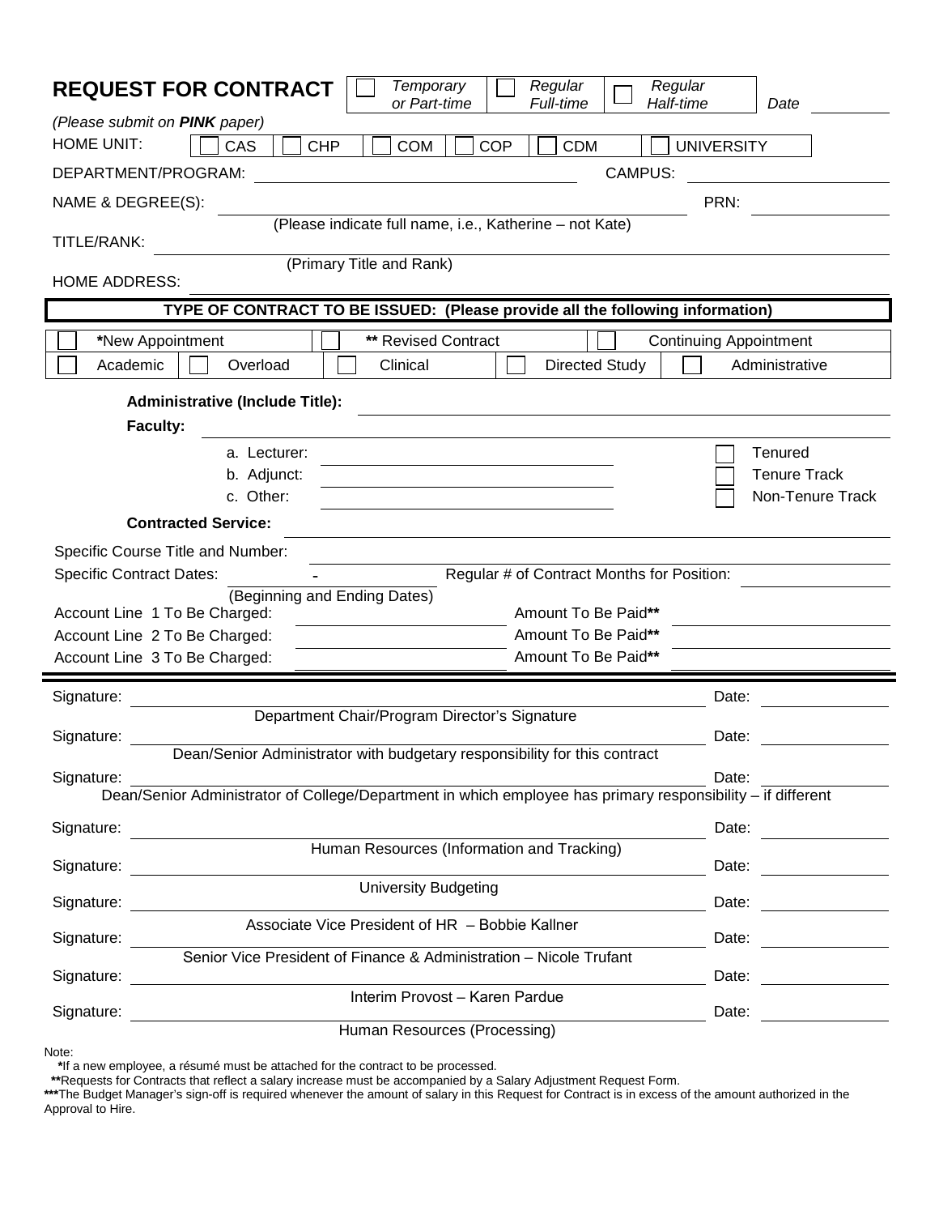# REQUEST FOR CONTRACT

☐ *Temporary or Part-time* ☐ *Regular Full-time* ☐ *Regular Half-time* *Date* ________

*(Please submit on **PINK** paper)*

HOME UNIT: ☐ CAS ☐ CHP ☐ COM ☐ COP ☐ CDM ☐ UNIVERSITY

DEPARTMENT/PROGRAM: ________________ CAMPUS: ________________

NAME & DEGREE(S): ________________ PRN: ________________

(Please indicate full name, i.e., Katherine – not Kate)

TITLE/RANK: ________________

(Primary Title and Rank)

HOME ADDRESS: ________________

**TYPE OF CONTRACT TO BE ISSUED: (Please provide all the following information)**

| | | |
|---|---|---|
| ☐ ***New Appointment** | ☐ ****** Revised Contract** | ☐ Continuing Appointment |

| | | | | |
|---|---|---|---|---|
| ☐ Academic | ☐ Overload | ☐ Clinical | ☐ Directed Study | ☐ Administrative |

**Administrative (Include Title):** ________________

**Faculty:** ________________

a. Lecturer: ________________ ☐ Tenured

b. Adjunct: ________________ ☐ Tenure Track

c. Other: ________________ ☐ Non-Tenure Track

**Contracted Service:** ________________

Specific Course Title and Number: ________________

Specific Contract Dates: ________ - ________ Regular # of Contract Months for Position: ________

(Beginning and Ending Dates)

Account Line 1 To Be Charged: ________________ Amount To Be Paid****** ________________

Account Line 2 To Be Charged: ________________ Amount To Be Paid****** ________________

Account Line 3 To Be Charged: ________________ Amount To Be Paid****** ________________

Signature: ________________ Date: ________

Department Chair/Program Director's Signature

Signature: ________________ Date: ________

Dean/Senior Administrator with budgetary responsibility for this contract

Signature: ________________ Date: ________

Dean/Senior Administrator of College/Department in which employee has primary responsibility – if different

Signature: ________________ Date: ________

Human Resources (Information and Tracking)

Signature: ________________ Date: ________

University Budgeting

Signature: ________________ Date: ________

Associate Vice President of HR – Bobbie Kallner

Signature: ________________ Date: ________

Senior Vice President of Finance & Administration – Nicole Trufant

Signature: ________________ Date: ________

Interim Provost – Karen Pardue

Signature: ________________ Date: ________

Human Resources (Processing)

Note:

***If a new employee, a résumé must be attached for the contract to be processed.**

******Requests for Contracts that reflect a salary increase must be accompanied by a Salary Adjustment Request Form.

*******The Budget Manager's sign-off is required whenever the amount of salary in this Request for Contract is in excess of the amount authorized in the Approval to Hire.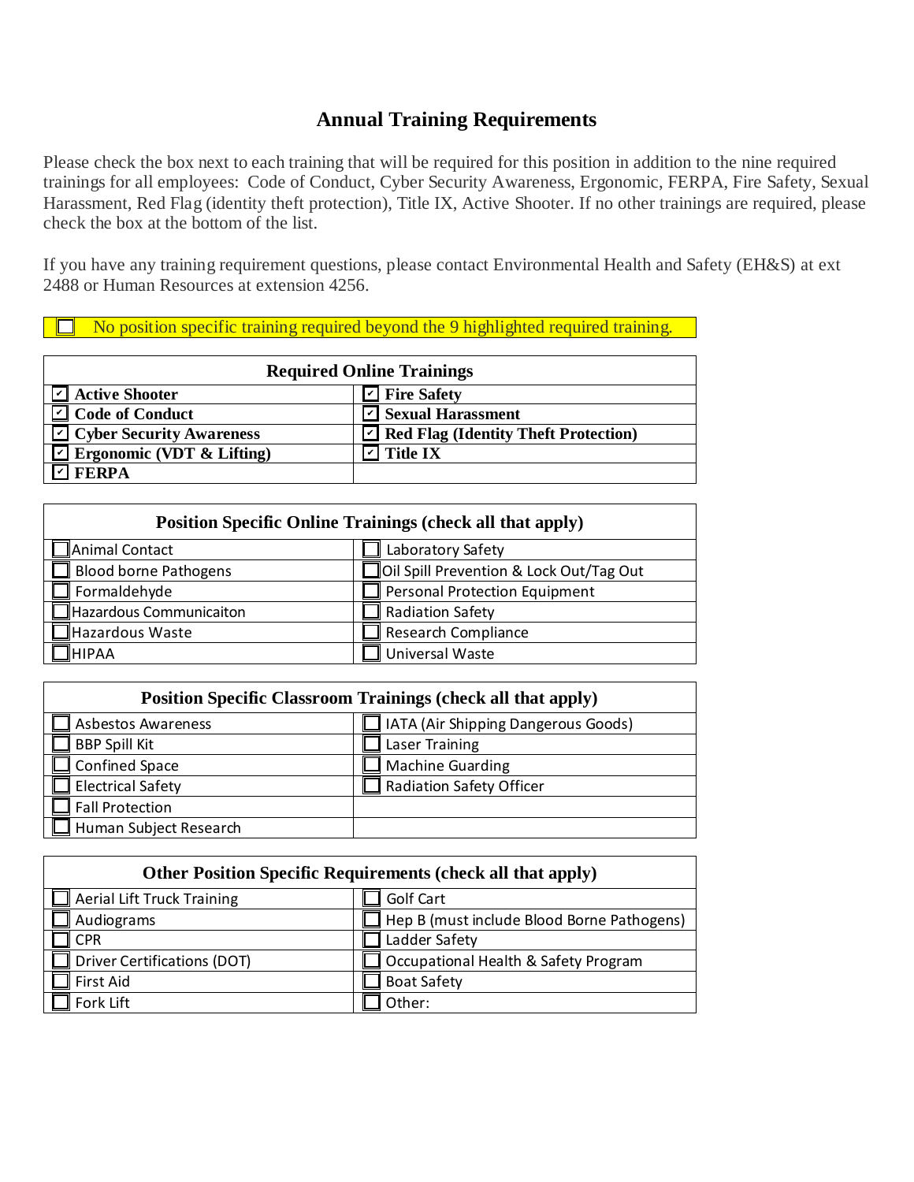## Annual Training Requirements

Please check the box next to each training that will be required for this position in addition to the nine required trainings for all employees: Code of Conduct, Cyber Security Awareness, Ergonomic, FERPA, Fire Safety, Sexual Harassment, Red Flag (identity theft protection), Title IX, Active Shooter. If no other trainings are required, please check the box at the bottom of the list.

If you have any training requirement questions, please contact Environmental Health and Safety (EH&S) at ext 2488 or Human Resources at extension 4256.

☐ No position specific training required beyond the 9 highlighted required training.

| **Required Online Trainings** | |
|---|---|
| ☑ **Active Shooter** | ☑ **Fire Safety** |
| ☑ **Code of Conduct** | ☑ **Sexual Harassment** |
| ☑ **Cyber Security Awareness** | ☑ **Red Flag (Identity Theft Protection)** |
| ☑ **Ergonomic (VDT & Lifting)** | ☑ **Title IX** |
| ☑ **FERPA** | |

| **Position Specific Online Trainings (check all that apply)** | |
|---|---|
| ☐ Animal Contact | ☐ Laboratory Safety |
| ☐ Blood borne Pathogens | ☐ Oil Spill Prevention & Lock Out/Tag Out |
| ☐ Formaldehyde | ☐ Personal Protection Equipment |
| ☐ Hazardous Communicaiton | ☐ Radiation Safety |
| ☐ Hazardous Waste | ☐ Research Compliance |
| ☐ HIPAA | ☐ Universal Waste |

| **Position Specific Classroom Trainings (check all that apply)** | |
|---|---|
| ☐ Asbestos Awareness | ☐ IATA (Air Shipping Dangerous Goods) |
| ☐ BBP Spill Kit | ☐ Laser Training |
| ☐ Confined Space | ☐ Machine Guarding |
| ☐ Electrical Safety | ☐ Radiation Safety Officer |
| ☐ Fall Protection | |
| ☐ Human Subject Research | |

| **Other Position Specific Requirements (check all that apply)** | |
|---|---|
| ☐ Aerial Lift Truck Training | ☐ Golf Cart |
| ☐ Audiograms | ☐ Hep B (must include Blood Borne Pathogens) |
| ☐ CPR | ☐ Ladder Safety |
| ☐ Driver Certifications (DOT) | ☐ Occupational Health & Safety Program |
| ☐ First Aid | ☐ Boat Safety |
| ☐ Fork Lift | ☐ Other: |